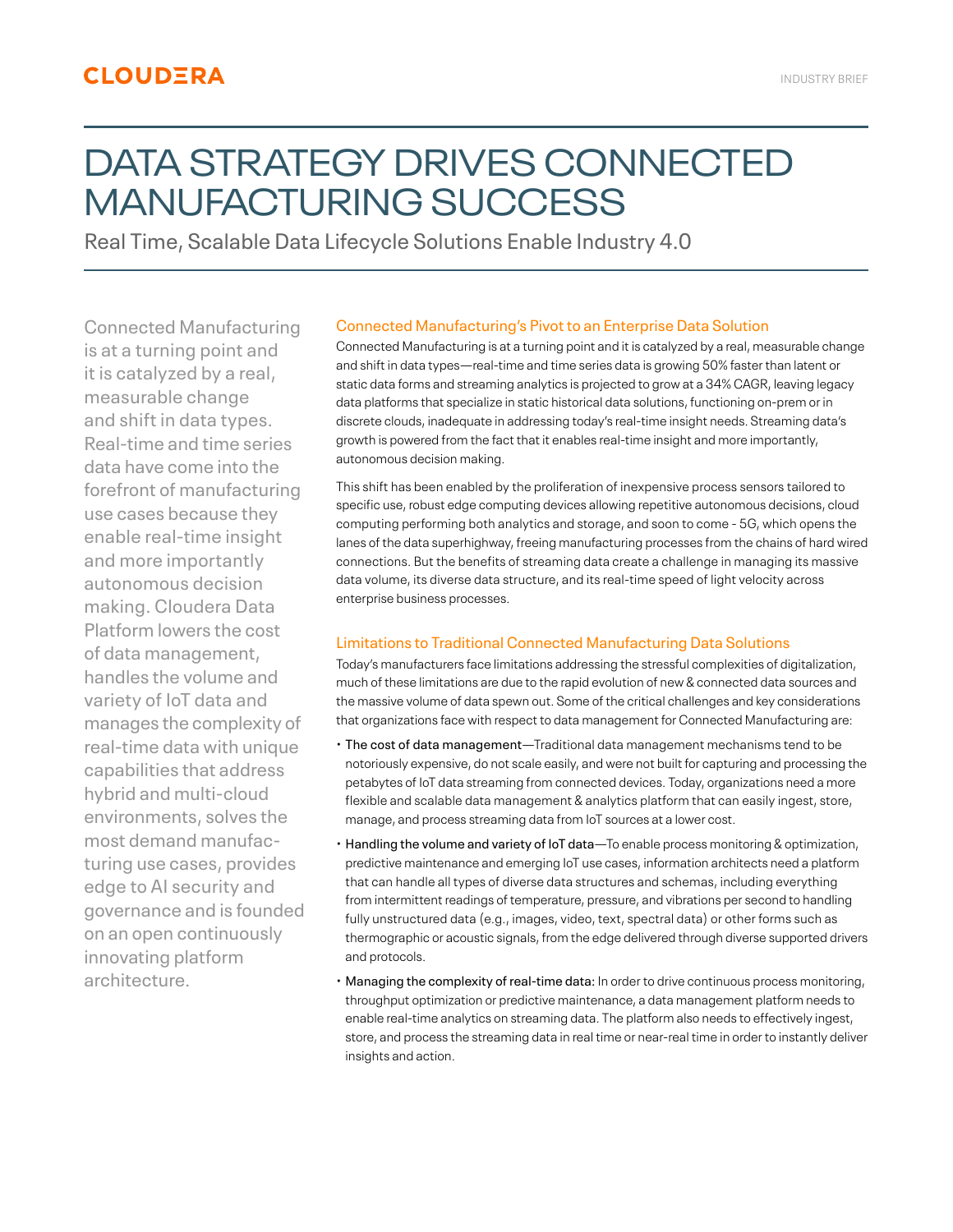CLOUDERA

INDUSTRY BRIEF

# DATA STRATEGY DRIVES CONNECTED MANUFACTURING SUCCESS

Real Time, Scalable Data Lifecycle Solutions Enable Industry 4.0

Connected Manufacturing is at a turning point and it is catalyzed by a real, measurable change and shift in data types. Real-time and time series data have come into the forefront of manufacturing use cases because they enable real-time insight and more importantly autonomous decision making. Cloudera Data Platform lowers the cost of data management, handles the volume and variety of IoT data and manages the complexity of real-time data with unique capabilities that address hybrid and multi-cloud environments, solves the most demand manufacturing use cases, provides edge to AI security and governance and is founded on an open continuously innovating platform architecture.

## Connected Manufacturing's Pivot to an Enterprise Data Solution

Connected Manufacturing is at a turning point and it is catalyzed by a real, measurable change and shift in data types—real-time and time series data is growing 50% faster than latent or static data forms and streaming analytics is projected to grow at a 34% CAGR, leaving legacy data platforms that specialize in static historical data solutions, functioning on-prem or in discrete clouds, inadequate in addressing today's real-time insight needs. Streaming data's growth is powered from the fact that it enables real-time insight and more importantly, autonomous decision making.

This shift has been enabled by the proliferation of inexpensive process sensors tailored to specific use, robust edge computing devices allowing repetitive autonomous decisions, cloud computing performing both analytics and storage, and soon to come - 5G, which opens the lanes of the data superhighway, freeing manufacturing processes from the chains of hard wired connections. But the benefits of streaming data create a challenge in managing its massive data volume, its diverse data structure, and its real-time speed of light velocity across enterprise business processes.

## Limitations to Traditional Connected Manufacturing Data Solutions

Today's manufacturers face limitations addressing the stressful complexities of digitalization, much of these limitations are due to the rapid evolution of new & connected data sources and the massive volume of data spewn out. Some of the critical challenges and key considerations that organizations face with respect to data management for Connected Manufacturing are:

- The cost of data management—Traditional data management mechanisms tend to be notoriously expensive, do not scale easily, and were not built for capturing and processing the petabytes of IoT data streaming from connected devices. Today, organizations need a more flexible and scalable data management & analytics platform that can easily ingest, store, manage, and process streaming data from IoT sources at a lower cost.
- Handling the volume and variety of IoT data—To enable process monitoring & optimization, predictive maintenance and emerging IoT use cases, information architects need a platform that can handle all types of diverse data structures and schemas, including everything from intermittent readings of temperature, pressure, and vibrations per second to handling fully unstructured data (e.g., images, video, text, spectral data) or other forms such as thermographic or acoustic signals, from the edge delivered through diverse supported drivers and protocols.
- Managing the complexity of real-time data: In order to drive continuous process monitoring, throughput optimization or predictive maintenance, a data management platform needs to enable real-time analytics on streaming data. The platform also needs to effectively ingest, store, and process the streaming data in real time or near-real time in order to instantly deliver insights and action.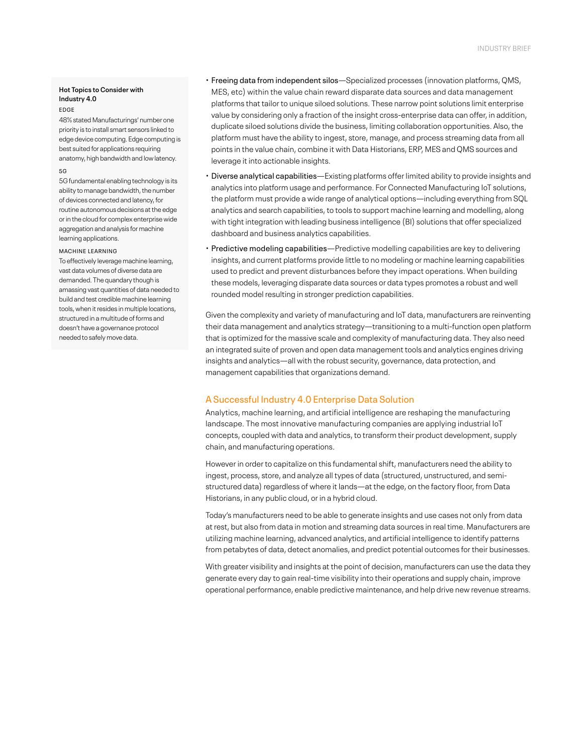- **Freeing data from independent silos**—Specialized processes (innovation platforms, QMS, MES, etc) within the value chain reward disparate data sources and data management platforms that tailor to unique siloed solutions. These narrow point solutions limit enterprise value by considering only a fraction of the insight cross-enterprise data can offer, in addition, duplicate siloed solutions divide the business, limiting collaboration opportunities. Also, the platform must have the ability to ingest, store, manage, and process streaming data from all points in the value chain, combine it with Data Historians, ERP, MES and QMS sources and leverage it into actionable insights.
- **Diverse analytical capabilities**—Existing platforms offer limited ability to provide insights and analytics into platform usage and performance. For Connected Manufacturing IoT solutions, the platform must provide a wide range of analytical options—including everything from SQL analytics and search capabilities, to tools to support machine learning and modelling, along with tight integration with leading business intelligence (BI) solutions that offer specialized dashboard and business analytics capabilities.
- **Predictive modeling capabilities**—Predictive modelling capabilities are key to delivering insights, and current platforms provide little to no modeling or machine learning capabilities used to predict and prevent disturbances before they impact operations. When building these models, leveraging disparate data sources or data types promotes a robust and well rounded model resulting in stronger prediction capabilities.

Given the complexity and variety of manufacturing and IoT data, manufacturers are reinventing their data management and analytics strategy—transitioning to a multi-function open platform that is optimized for the massive scale and complexity of manufacturing data. They also need an integrated suite of proven and open data management tools and analytics engines driving insights and analytics—all with the robust security, governance, data protection, and management capabilities that organizations demand.

## A Successful Industry 4.0 Enterprise Data Solution

Analytics, machine learning, and artificial intelligence are reshaping the manufacturing landscape. The most innovative manufacturing companies are applying industrial IoT concepts, coupled with data and analytics, to transform their product development, supply chain, and manufacturing operations.

However in order to capitalize on this fundamental shift, manufacturers need the ability to ingest, process, store, and analyze all types of data (structured, unstructured, and semi-structured data) regardless of where it lands—at the edge, on the factory floor, from Data Historians, in any public cloud, or in a hybrid cloud.

Today's manufacturers need to be able to generate insights and use cases not only from data at rest, but also from data in motion and streaming data sources in real time. Manufacturers are utilizing machine learning, advanced analytics, and artificial intelligence to identify patterns from petabytes of data, detect anomalies, and predict potential outcomes for their businesses.

With greater visibility and insights at the point of decision, manufacturers can use the data they generate every day to gain real-time visibility into their operations and supply chain, improve operational performance, enable predictive maintenance, and help drive new revenue streams.

**Hot Topics to Consider with Industry 4.0**

EDGE

48% stated Manufacturings' number one priority is to install smart sensors linked to edge device computing. Edge computing is best suited for applications requiring anatomy, high bandwidth and low latency.

5G

5G fundamental enabling technology is its ability to manage bandwidth, the number of devices connected and latency, for routine autonomous decisions at the edge or in the cloud for complex enterprise wide aggregation and analysis for machine learning applications.

MACHINE LEARNING

To effectively leverage machine learning, vast data volumes of diverse data are demanded. The quandary though is amassing vast quantities of data needed to build and test credible machine learning tools, when it resides in multiple locations, structured in a multitude of forms and doesn't have a governance protocol needed to safely move data.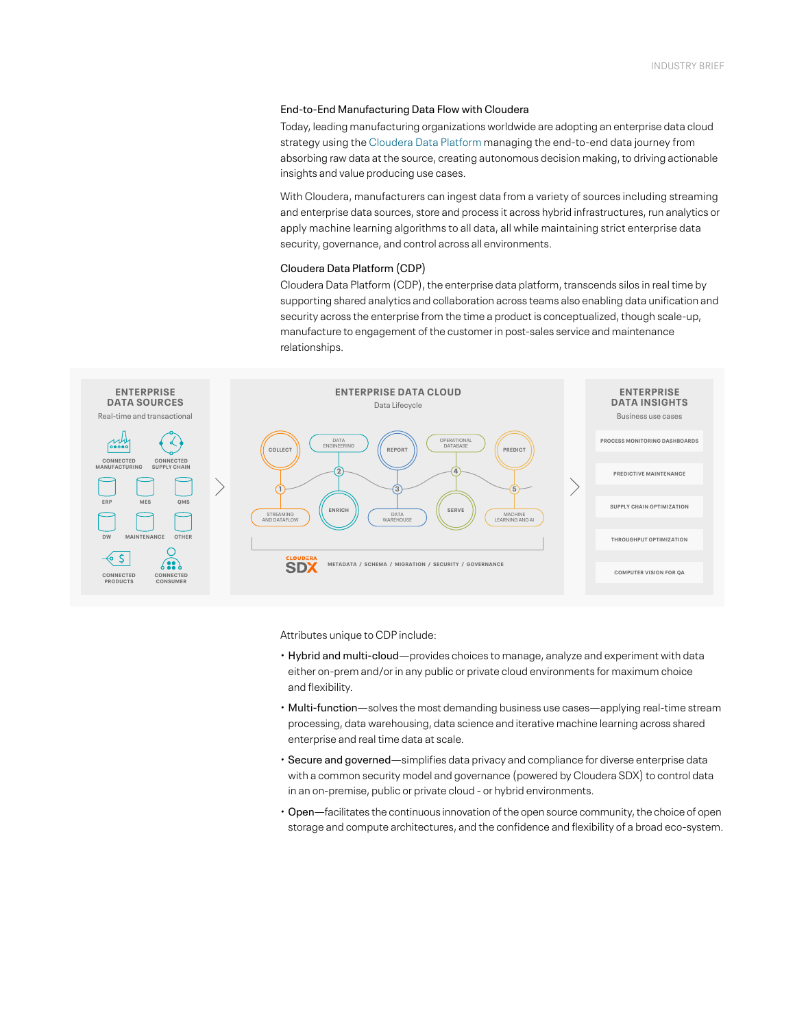## End-to-End Manufacturing Data Flow with Cloudera

Today, leading manufacturing organizations worldwide are adopting an enterprise data cloud strategy using the Cloudera Data Platform managing the end-to-end data journey from absorbing raw data at the source, creating autonomous decision making, to driving actionable insights and value producing use cases.

With Cloudera, manufacturers can ingest data from a variety of sources including streaming and enterprise data sources, store and process it across hybrid infrastructures, run analytics or apply machine learning algorithms to all data, all while maintaining strict enterprise data security, governance, and control across all environments.

## Cloudera Data Platform (CDP)

Cloudera Data Platform (CDP), the enterprise data platform, transcends silos in real time by supporting shared analytics and collaboration across teams also enabling data unification and security across the enterprise from the time a product is conceptualized, though scale-up, manufacture to engagement of the customer in post-sales service and maintenance relationships.

**ENTERPRISE DATA SOURCES**
Real-time and transactional

CONNECTED MANUFACTURING · CONNECTED SUPPLY CHAIN · ERP · MES · QMS · DW · MAINTENANCE · OTHER · CONNECTED PRODUCTS · CONNECTED CONSUMER

**ENTERPRISE DATA CLOUD**
Data Lifecycle

COLLECT · (1) STREAMING AND DATAFLOW · (2) DATA ENGINEERING · ENRICH · REPORT · (3) DATA WAREHOUSE · (4) OPERATIONAL DATABASE · SERVE · PREDICT · (5) MACHINE LEARNING AND AI

CLOUDERA SDX — METADATA / SCHEMA / MIGRATION / SECURITY / GOVERNANCE

**ENTERPRISE DATA INSIGHTS**
Business use cases

PROCESS MONITORING DASHBOARDS · PREDICTIVE MAINTENANCE · SUPPLY CHAIN OPTIMIZATION · THROUGHPUT OPTIMIZATION · COMPUTER VISION FOR QA

Attributes unique to CDP include:

- Hybrid and multi-cloud—provides choices to manage, analyze and experiment with data either on-prem and/or in any public or private cloud environments for maximum choice and flexibility.
- Multi-function—solves the most demanding business use cases—applying real-time stream processing, data warehousing, data science and iterative machine learning across shared enterprise and real time data at scale.
- Secure and governed—simplifies data privacy and compliance for diverse enterprise data with a common security model and governance (powered by Cloudera SDX) to control data in an on-premise, public or private cloud - or hybrid environments.
- Open—facilitates the continuous innovation of the open source community, the choice of open storage and compute architectures, and the confidence and flexibility of a broad eco-system.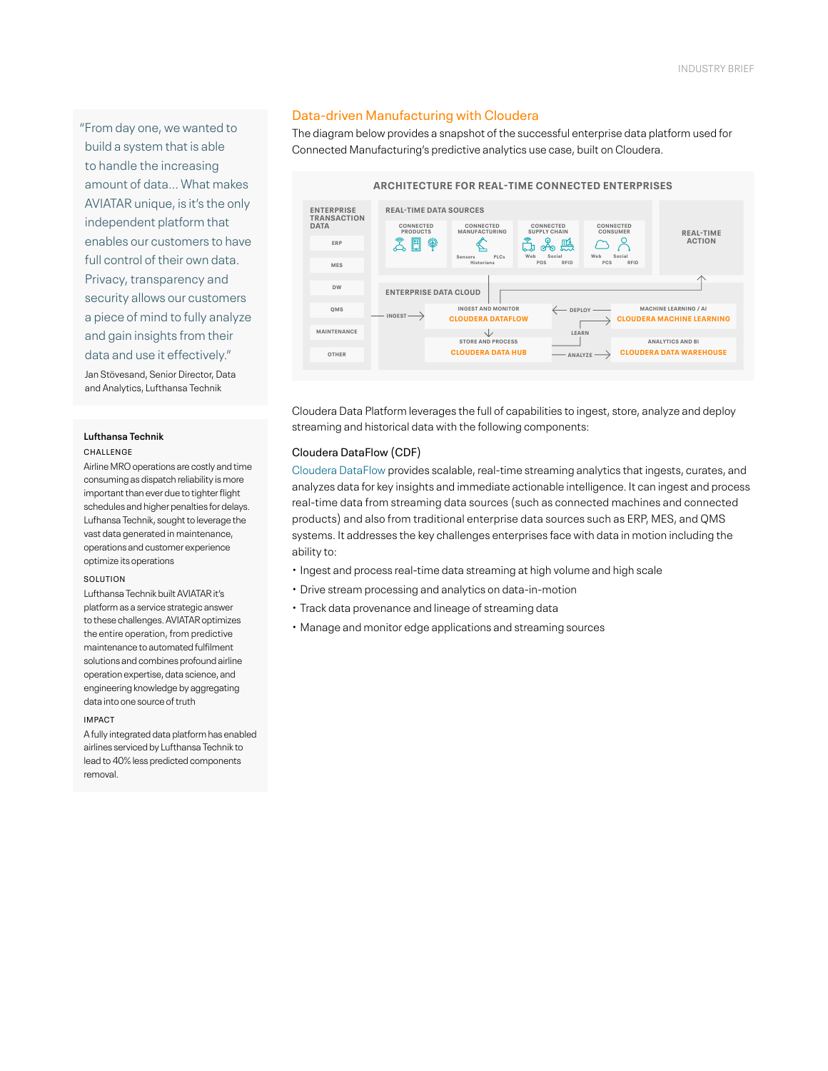"From day one, we wanted to build a system that is able to handle the increasing amount of data... What makes AVIATAR unique, is it's the only independent platform that enables our customers to have full control of their own data. Privacy, transparency and security allows our customers a piece of mind to fully analyze and gain insights from their data and use it effectively."

Jan Stövesand, Senior Director, Data and Analytics, Lufthansa Technik

**Lufthansa Technik**

CHALLENGE

Airline MRO operations are costly and time consuming as dispatch reliability is more important than ever due to tighter flight schedules and higher penalties for delays. Lufhansa Technik, sought to leverage the vast data generated in maintenance, operations and customer experience optimize its operations

SOLUTION

Lufthansa Technik built AVIATAR it's platform as a service strategic answer to these challenges. AVIATAR optimizes the entire operation, from predictive maintenance to automated fulfilment solutions and combines profound airline operation expertise, data science, and engineering knowledge by aggregating data into one source of truth

IMPACT

A fully integrated data platform has enabled airlines serviced by Lufthansa Technik to lead to 40% less predicted components removal.

## Data-driven Manufacturing with Cloudera

The diagram below provides a snapshot of the successful enterprise data platform used for Connected Manufacturing's predictive analytics use case, built on Cloudera.

**ARCHITECTURE FOR REAL-TIME CONNECTED ENTERPRISES**

ENTERPRISE TRANSACTION DATA: ERP, MES, DW, QMS, MAINTENANCE, OTHER

REAL-TIME DATA SOURCES: CONNECTED PRODUCTS; CONNECTED MANUFACTURING (Sensors, PLCs, Historians); CONNECTED SUPPLY CHAIN (Web, Social, POS, RFID); CONNECTED CONSUMER (Web, Social, PCS, RFID)

REAL-TIME ACTION

ENTERPRISE DATA CLOUD: INGEST → INGEST AND MONITOR: CLOUDERA DATAFLOW; STORE AND PROCESS: CLOUDERA DATA HUB; DEPLOY / LEARN: MACHINE LEARNING / AI: CLOUDERA MACHINE LEARNING; ANALYZE: ANALYTICS AND BI: CLOUDERA DATA WAREHOUSE

Cloudera Data Platform leverages the full of capabilities to ingest, store, analyze and deploy streaming and historical data with the following components:

### Cloudera DataFlow (CDF)

Cloudera DataFlow provides scalable, real-time streaming analytics that ingests, curates, and analyzes data for key insights and immediate actionable intelligence. It can ingest and process real-time data from streaming data sources (such as connected machines and connected products) and also from traditional enterprise data sources such as ERP, MES, and QMS systems. It addresses the key challenges enterprises face with data in motion including the ability to:

- Ingest and process real-time data streaming at high volume and high scale
- Drive stream processing and analytics on data-in-motion
- Track data provenance and lineage of streaming data
- Manage and monitor edge applications and streaming sources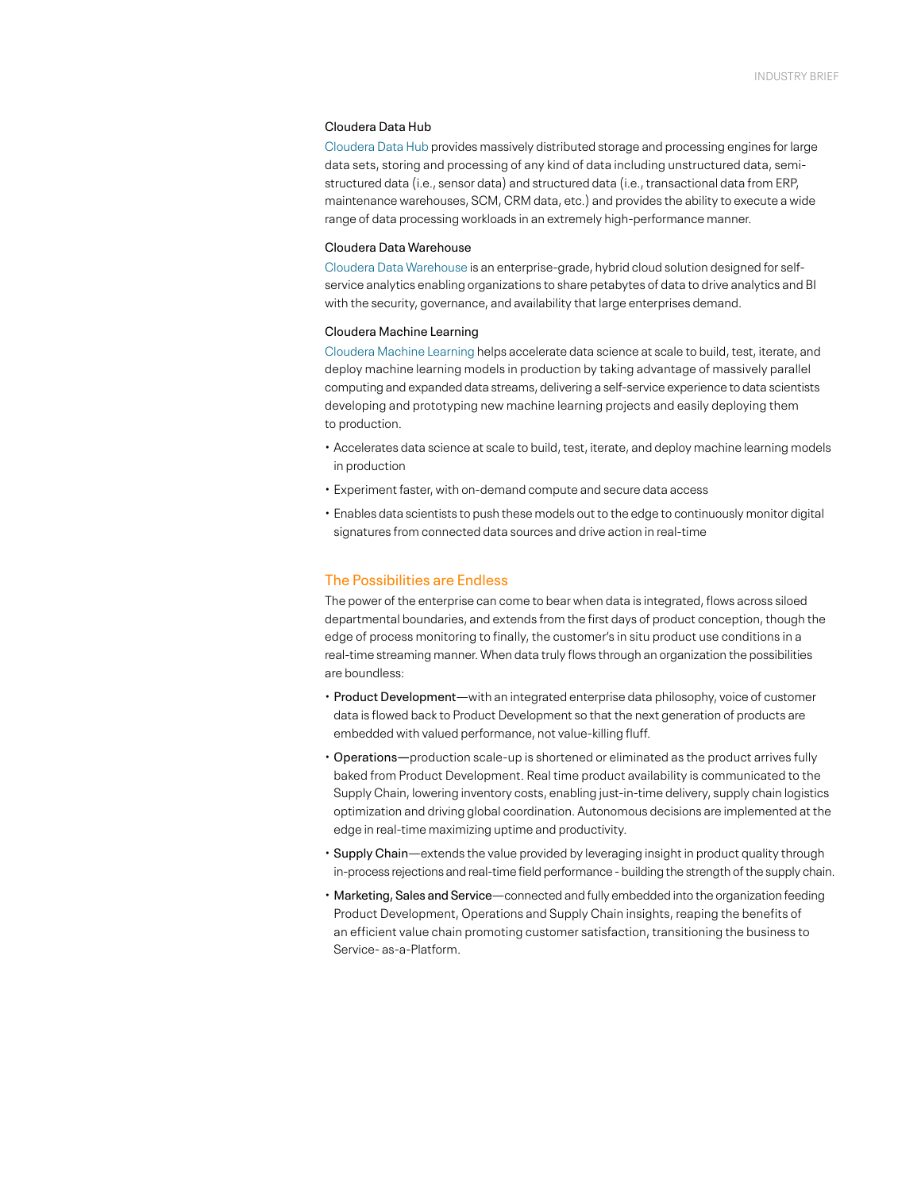### Cloudera Data Hub

Cloudera Data Hub provides massively distributed storage and processing engines for large data sets, storing and processing of any kind of data including unstructured data, semi-structured data (i.e., sensor data) and structured data (i.e., transactional data from ERP, maintenance warehouses, SCM, CRM data, etc.) and provides the ability to execute a wide range of data processing workloads in an extremely high-performance manner.

### Cloudera Data Warehouse

Cloudera Data Warehouse is an enterprise-grade, hybrid cloud solution designed for self-service analytics enabling organizations to share petabytes of data to drive analytics and BI with the security, governance, and availability that large enterprises demand.

### Cloudera Machine Learning

Cloudera Machine Learning helps accelerate data science at scale to build, test, iterate, and deploy machine learning models in production by taking advantage of massively parallel computing and expanded data streams, delivering a self-service experience to data scientists developing and prototyping new machine learning projects and easily deploying them to production.

- Accelerates data science at scale to build, test, iterate, and deploy machine learning models in production
- Experiment faster, with on-demand compute and secure data access
- Enables data scientists to push these models out to the edge to continuously monitor digital signatures from connected data sources and drive action in real-time

## The Possibilities are Endless

The power of the enterprise can come to bear when data is integrated, flows across siloed departmental boundaries, and extends from the first days of product conception, though the edge of process monitoring to finally, the customer's in situ product use conditions in a real-time streaming manner. When data truly flows through an organization the possibilities are boundless:

- Product Development—with an integrated enterprise data philosophy, voice of customer data is flowed back to Product Development so that the next generation of products are embedded with valued performance, not value-killing fluff.
- Operations—production scale-up is shortened or eliminated as the product arrives fully baked from Product Development. Real time product availability is communicated to the Supply Chain, lowering inventory costs, enabling just-in-time delivery, supply chain logistics optimization and driving global coordination. Autonomous decisions are implemented at the edge in real-time maximizing uptime and productivity.
- Supply Chain—extends the value provided by leveraging insight in product quality through in-process rejections and real-time field performance - building the strength of the supply chain.
- Marketing, Sales and Service—connected and fully embedded into the organization feeding Product Development, Operations and Supply Chain insights, reaping the benefits of an efficient value chain promoting customer satisfaction, transitioning the business to Service- as-a-Platform.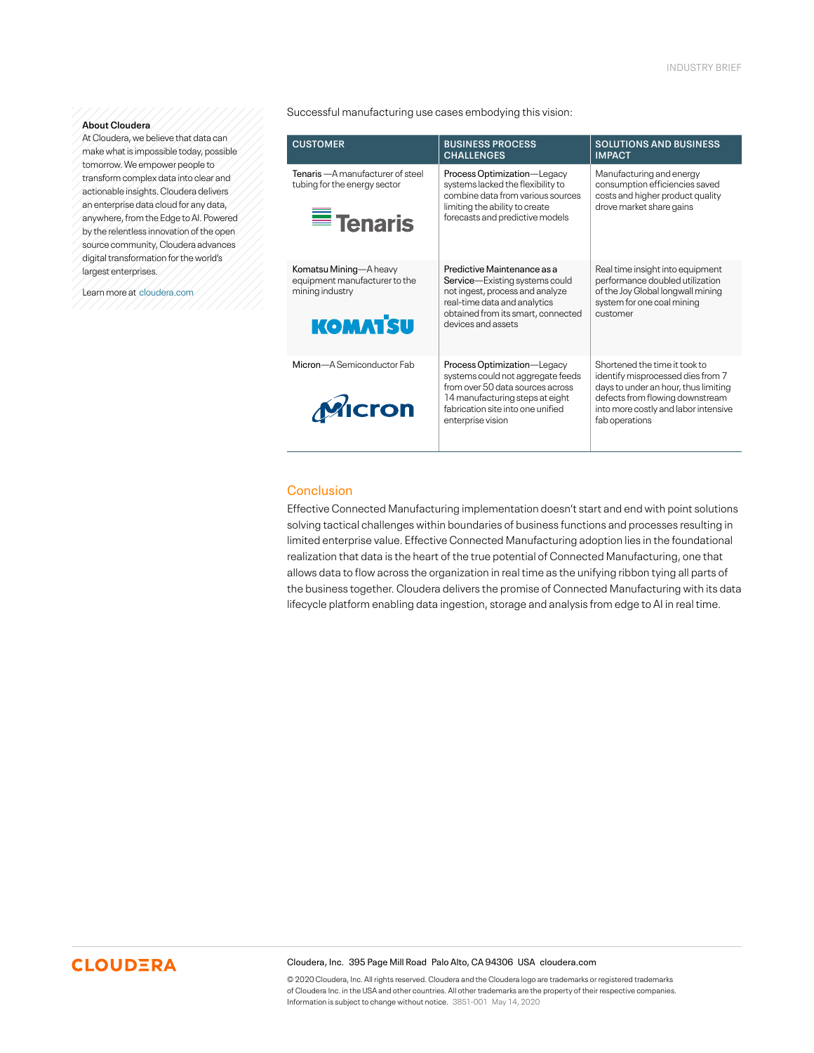**About Cloudera**

At Cloudera, we believe that data can make what is impossible today, possible tomorrow. We empower people to transform complex data into clear and actionable insights. Cloudera delivers an enterprise data cloud for any data, anywhere, from the Edge to AI. Powered by the relentless innovation of the open source community, Cloudera advances digital transformation for the world's largest enterprises.

Learn more at cloudera.com

Successful manufacturing use cases embodying this vision:

| CUSTOMER | BUSINESS PROCESS CHALLENGES | SOLUTIONS AND BUSINESS IMPACT |
|---|---|---|
| Tenaris —A manufacturer of steel tubing for the energy sector | Process Optimization—Legacy systems lacked the flexibility to combine data from various sources limiting the ability to create forecasts and predictive models | Manufacturing and energy consumption efficiencies saved costs and higher product quality drove market share gains |
| Komatsu Mining—A heavy equipment manufacturer to the mining industry | Predictive Maintenance as a Service—Existing systems could not ingest, process and analyze real-time data and analytics obtained from its smart, connected devices and assets | Real time insight into equipment performance doubled utilization of the Joy Global longwall mining system for one coal mining customer |
| Micron—A Semiconductor Fab | Process Optimization—Legacy systems could not aggregate feeds from over 50 data sources across 14 manufacturing steps at eight fabrication site into one unified enterprise vision | Shortened the time it took to identify misprocessed dies from 7 days to under an hour, thus limiting defects from flowing downstream into more costly and labor intensive fab operations |

## Conclusion

Effective Connected Manufacturing implementation doesn't start and end with point solutions solving tactical challenges within boundaries of business functions and processes resulting in limited enterprise value. Effective Connected Manufacturing adoption lies in the foundational realization that data is the heart of the true potential of Connected Manufacturing, one that allows data to flow across the organization in real time as the unifying ribbon tying all parts of the business together. Cloudera delivers the promise of Connected Manufacturing with its data lifecycle platform enabling data ingestion, storage and analysis from edge to AI in real time.

CLOUDERA

Cloudera, Inc. 395 Page Mill Road Palo Alto, CA 94306 USA cloudera.com

© 2020 Cloudera, Inc. All rights reserved. Cloudera and the Cloudera logo are trademarks or registered trademarks of Cloudera Inc. in the USA and other countries. All other trademarks are the property of their respective companies. Information is subject to change without notice. 3851-001 May 14, 2020